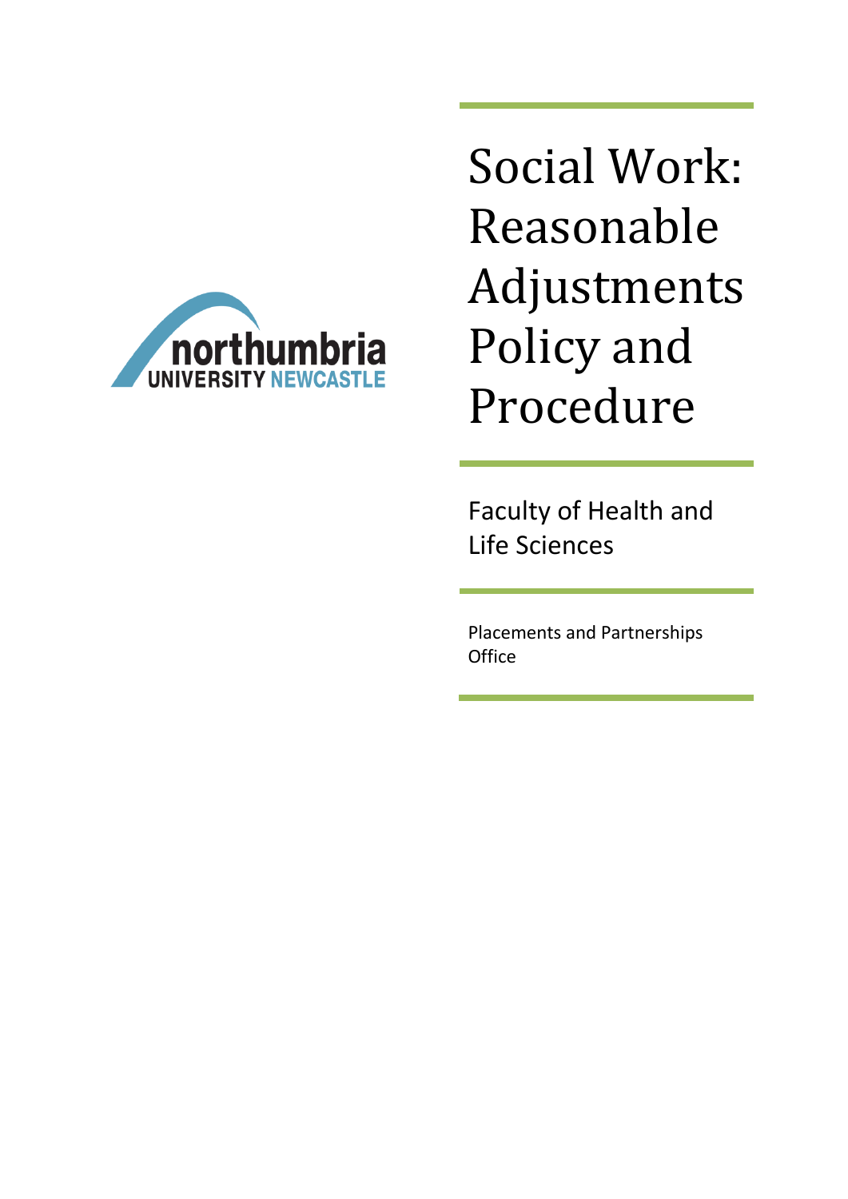# Social Work: Reasonable Adjustments Policy and Procedure

Faculty of Health and Life Sciences

Placements and Partnerships Office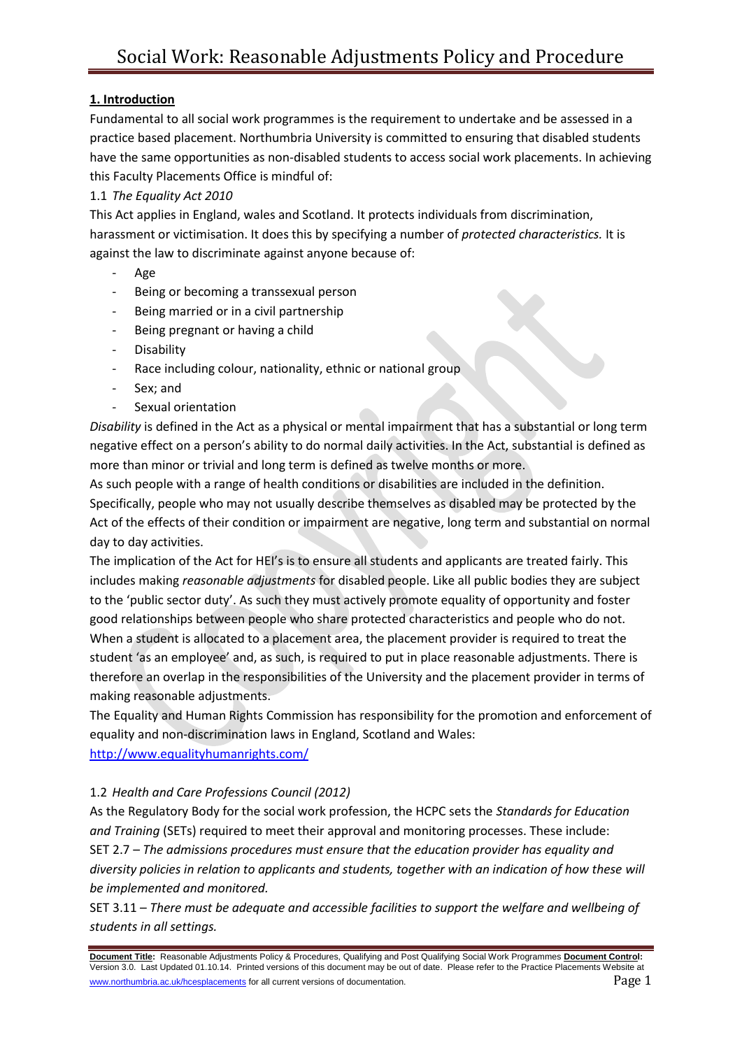## 1. Introduction

Fundamental to all social work programmes is the requirement to undertake and be assessed in a practice based placement. Northumbria University is committed to ensuring that disabled students have the same opportunities as non-disabled students to access social work placements. In achieving this Faculty Placements Office is mindful of:

1.1 *The Equality Act 2010*

This Act applies in England, wales and Scotland. It protects individuals from discrimination, harassment or victimisation. It does this by specifying a number of *protected characteristics.* It is against the law to discriminate against anyone because of:

- Age
- Being or becoming a transsexual person
- Being married or in a civil partnership
- Being pregnant or having a child
- Disability
- Race including colour, nationality, ethnic or national group
- Sex; and
- Sexual orientation

*Disability* is defined in the Act as a physical or mental impairment that has a substantial or long term negative effect on a person's ability to do normal daily activities. In the Act, substantial is defined as more than minor or trivial and long term is defined as twelve months or more.

As such people with a range of health conditions or disabilities are included in the definition. Specifically, people who may not usually describe themselves as disabled may be protected by the Act of the effects of their condition or impairment are negative, long term and substantial on normal day to day activities.

The implication of the Act for HEI's is to ensure all students and applicants are treated fairly. This includes making *reasonable adjustments* for disabled people. Like all public bodies they are subject to the 'public sector duty'. As such they must actively promote equality of opportunity and foster good relationships between people who share protected characteristics and people who do not.

When a student is allocated to a placement area, the placement provider is required to treat the student 'as an employee' and, as such, is required to put in place reasonable adjustments. There is therefore an overlap in the responsibilities of the University and the placement provider in terms of making reasonable adjustments.

The Equality and Human Rights Commission has responsibility for the promotion and enforcement of equality and non-discrimination laws in England, Scotland and Wales:

http://www.equalityhumanrights.com/

1.2 *Health and Care Professions Council (2012)*

As the Regulatory Body for the social work profession, the HCPC sets the *Standards for Education and Training* (SETs) required to meet their approval and monitoring processes. These include:

SET 2.7 – *The admissions procedures must ensure that the education provider has equality and diversity policies in relation to applicants and students, together with an indication of how these will be implemented and monitored.*

SET 3.11 – *There must be adequate and accessible facilities to support the welfare and wellbeing of students in all settings.*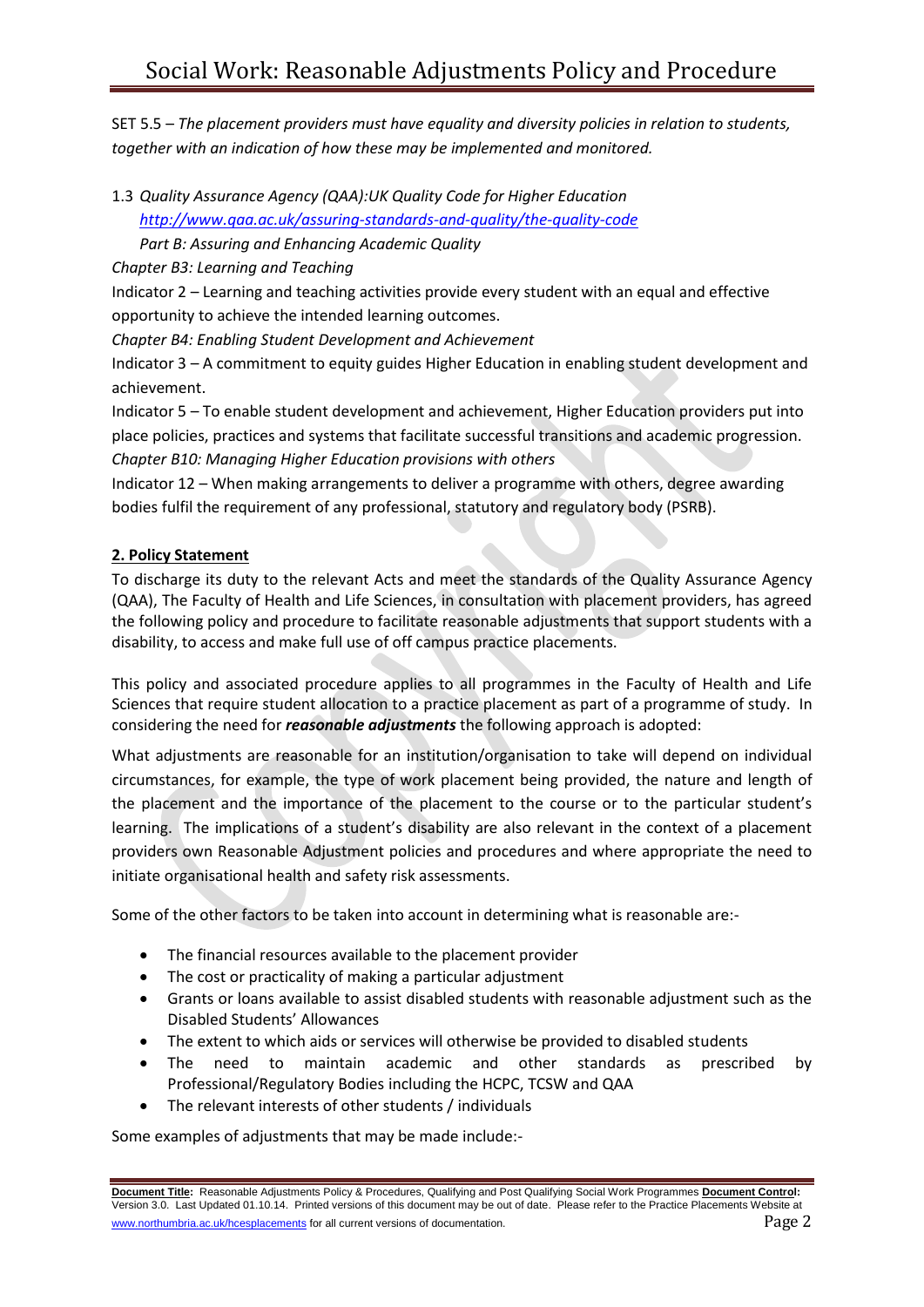SET 5.5 – *The placement providers must have equality and diversity policies in relation to students, together with an indication of how these may be implemented and monitored.*

1.3 *Quality Assurance Agency (QAA):UK Quality Code for Higher Education*
*http://www.qaa.ac.uk/assuring-standards-and-quality/the-quality-code*
*Part B: Assuring and Enhancing Academic Quality*

*Chapter B3: Learning and Teaching*

Indicator 2 – Learning and teaching activities provide every student with an equal and effective opportunity to achieve the intended learning outcomes.

*Chapter B4: Enabling Student Development and Achievement*

Indicator 3 – A commitment to equity guides Higher Education in enabling student development and achievement.

Indicator 5 – To enable student development and achievement, Higher Education providers put into place policies, practices and systems that facilitate successful transitions and academic progression.

*Chapter B10: Managing Higher Education provisions with others*

Indicator 12 – When making arrangements to deliver a programme with others, degree awarding bodies fulfil the requirement of any professional, statutory and regulatory body (PSRB).

## 2. Policy Statement

To discharge its duty to the relevant Acts and meet the standards of the Quality Assurance Agency (QAA), The Faculty of Health and Life Sciences, in consultation with placement providers, has agreed the following policy and procedure to facilitate reasonable adjustments that support students with a disability, to access and make full use of off campus practice placements.

This policy and associated procedure applies to all programmes in the Faculty of Health and Life Sciences that require student allocation to a practice placement as part of a programme of study. In considering the need for ***reasonable adjustments*** the following approach is adopted:

What adjustments are reasonable for an institution/organisation to take will depend on individual circumstances, for example, the type of work placement being provided, the nature and length of the placement and the importance of the placement to the course or to the particular student's learning. The implications of a student's disability are also relevant in the context of a placement providers own Reasonable Adjustment policies and procedures and where appropriate the need to initiate organisational health and safety risk assessments.

Some of the other factors to be taken into account in determining what is reasonable are:-

- The financial resources available to the placement provider
- The cost or practicality of making a particular adjustment
- Grants or loans available to assist disabled students with reasonable adjustment such as the Disabled Students' Allowances
- The extent to which aids or services will otherwise be provided to disabled students
- The need to maintain academic and other standards as prescribed by Professional/Regulatory Bodies including the HCPC, TCSW and QAA
- The relevant interests of other students / individuals

Some examples of adjustments that may be made include:-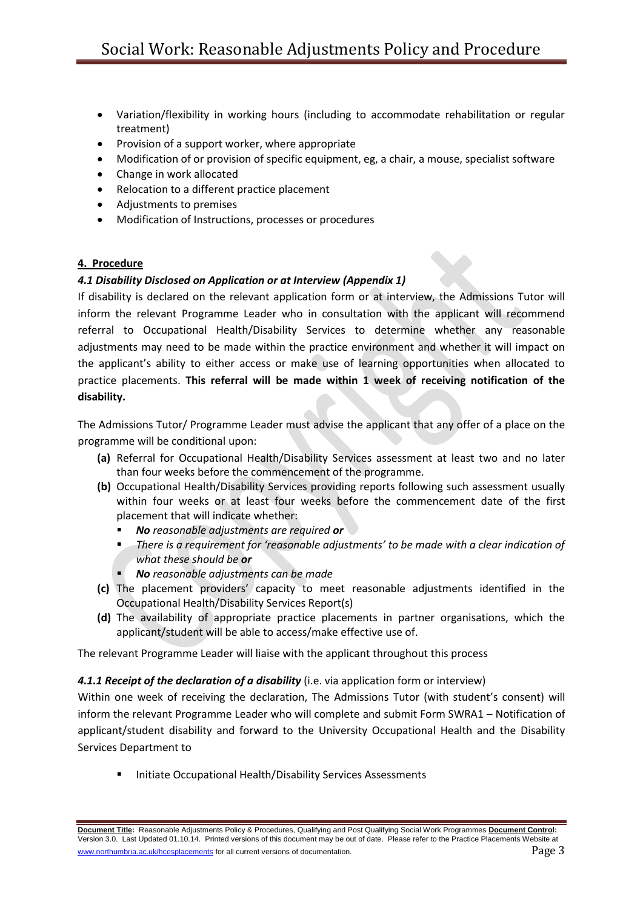- Variation/flexibility in working hours (including to accommodate rehabilitation or regular treatment)
- Provision of a support worker, where appropriate
- Modification of or provision of specific equipment, eg, a chair, a mouse, specialist software
- Change in work allocated
- Relocation to a different practice placement
- Adjustments to premises
- Modification of Instructions, processes or procedures

## 4. Procedure

### *4.1 Disability Disclosed on Application or at Interview (Appendix 1)*

If disability is declared on the relevant application form or at interview, the Admissions Tutor will inform the relevant Programme Leader who in consultation with the applicant will recommend referral to Occupational Health/Disability Services to determine whether any reasonable adjustments may need to be made within the practice environment and whether it will impact on the applicant's ability to either access or make use of learning opportunities when allocated to practice placements. **This referral will be made within 1 week of receiving notification of the disability.**

The Admissions Tutor/ Programme Leader must advise the applicant that any offer of a place on the programme will be conditional upon:

**(a)** Referral for Occupational Health/Disability Services assessment at least two and no later than four weeks before the commencement of the programme.

**(b)** Occupational Health/Disability Services providing reports following such assessment usually within four weeks or at least four weeks before the commencement date of the first placement that will indicate whether:

- ***No** reasonable adjustments are required **or***
- *There is a requirement for 'reasonable adjustments' to be made with a clear indication of what these should be **or***
- ***No** reasonable adjustments can be made*

**(c)** The placement providers' capacity to meet reasonable adjustments identified in the Occupational Health/Disability Services Report(s)

**(d)** The availability of appropriate practice placements in partner organisations, which the applicant/student will be able to access/make effective use of.

The relevant Programme Leader will liaise with the applicant throughout this process

#### ***4.1.1 Receipt of the declaration of a disability*** (i.e. via application form or interview)

Within one week of receiving the declaration, The Admissions Tutor (with student's consent) will inform the relevant Programme Leader who will complete and submit Form SWRA1 – Notification of applicant/student disability and forward to the University Occupational Health and the Disability Services Department to

- Initiate Occupational Health/Disability Services Assessments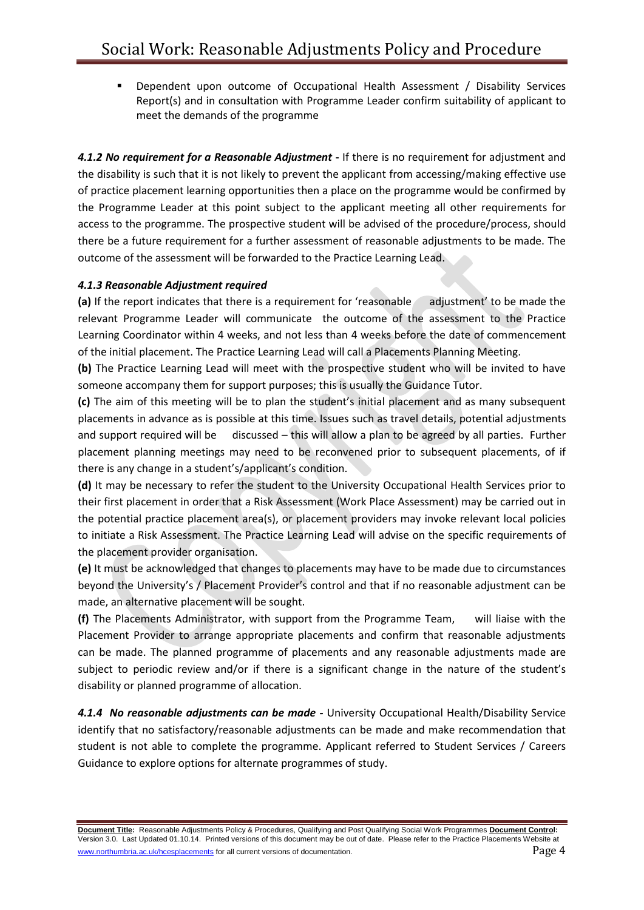- Dependent upon outcome of Occupational Health Assessment / Disability Services Report(s) and in consultation with Programme Leader confirm suitability of applicant to meet the demands of the programme

***4.1.2 No requirement for a Reasonable Adjustment* -** If there is no requirement for adjustment and the disability is such that it is not likely to prevent the applicant from accessing/making effective use of practice placement learning opportunities then a place on the programme would be confirmed by the Programme Leader at this point subject to the applicant meeting all other requirements for access to the programme. The prospective student will be advised of the procedure/process, should there be a future requirement for a further assessment of reasonable adjustments to be made. The outcome of the assessment will be forwarded to the Practice Learning Lead.

***4.1.3 Reasonable Adjustment required***

**(a)** If the report indicates that there is a requirement for 'reasonable adjustment' to be made the relevant Programme Leader will communicate the outcome of the assessment to the Practice Learning Coordinator within 4 weeks, and not less than 4 weeks before the date of commencement of the initial placement. The Practice Learning Lead will call a Placements Planning Meeting.

**(b)** The Practice Learning Lead will meet with the prospective student who will be invited to have someone accompany them for support purposes; this is usually the Guidance Tutor.

**(c)** The aim of this meeting will be to plan the student's initial placement and as many subsequent placements in advance as is possible at this time. Issues such as travel details, potential adjustments and support required will be discussed – this will allow a plan to be agreed by all parties. Further placement planning meetings may need to be reconvened prior to subsequent placements, of if there is any change in a student's/applicant's condition.

**(d)** It may be necessary to refer the student to the University Occupational Health Services prior to their first placement in order that a Risk Assessment (Work Place Assessment) may be carried out in the potential practice placement area(s), or placement providers may invoke relevant local policies to initiate a Risk Assessment. The Practice Learning Lead will advise on the specific requirements of the placement provider organisation.

**(e)** It must be acknowledged that changes to placements may have to be made due to circumstances beyond the University's / Placement Provider's control and that if no reasonable adjustment can be made, an alternative placement will be sought.

**(f)** The Placements Administrator, with support from the Programme Team, will liaise with the Placement Provider to arrange appropriate placements and confirm that reasonable adjustments can be made. The planned programme of placements and any reasonable adjustments made are subject to periodic review and/or if there is a significant change in the nature of the student's disability or planned programme of allocation.

***4.1.4 No reasonable adjustments can be made* -** University Occupational Health/Disability Service identify that no satisfactory/reasonable adjustments can be made and make recommendation that student is not able to complete the programme. Applicant referred to Student Services / Careers Guidance to explore options for alternate programmes of study.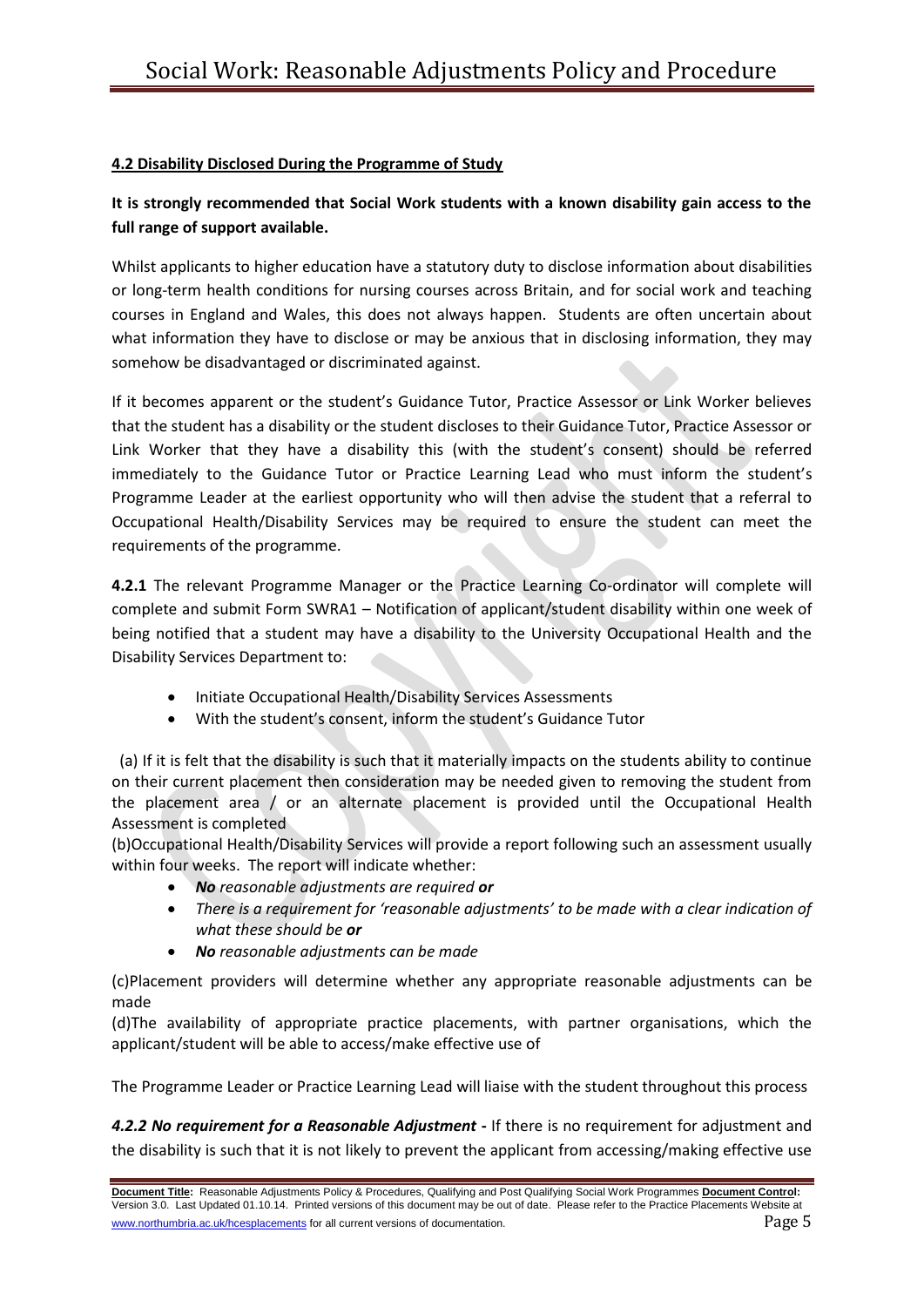#### 4.2 Disability Disclosed During the Programme of Study

**It is strongly recommended that Social Work students with a known disability gain access to the full range of support available.**

Whilst applicants to higher education have a statutory duty to disclose information about disabilities or long-term health conditions for nursing courses across Britain, and for social work and teaching courses in England and Wales, this does not always happen. Students are often uncertain about what information they have to disclose or may be anxious that in disclosing information, they may somehow be disadvantaged or discriminated against.

If it becomes apparent or the student's Guidance Tutor, Practice Assessor or Link Worker believes that the student has a disability or the student discloses to their Guidance Tutor, Practice Assessor or Link Worker that they have a disability this (with the student's consent) should be referred immediately to the Guidance Tutor or Practice Learning Lead who must inform the student's Programme Leader at the earliest opportunity who will then advise the student that a referral to Occupational Health/Disability Services may be required to ensure the student can meet the requirements of the programme.

**4.2.1** The relevant Programme Manager or the Practice Learning Co-ordinator will complete will complete and submit Form SWRA1 – Notification of applicant/student disability within one week of being notified that a student may have a disability to the University Occupational Health and the Disability Services Department to:

- Initiate Occupational Health/Disability Services Assessments
- With the student's consent, inform the student's Guidance Tutor

(a) If it is felt that the disability is such that it materially impacts on the students ability to continue on their current placement then consideration may be needed given to removing the student from the placement area / or an alternate placement is provided until the Occupational Health Assessment is completed

(b)Occupational Health/Disability Services will provide a report following such an assessment usually within four weeks. The report will indicate whether:

- ***No*** *reasonable adjustments are required* ***or***
- *There is a requirement for 'reasonable adjustments' to be made with a clear indication of what these should be* ***or***
- ***No*** *reasonable adjustments can be made*

(c)Placement providers will determine whether any appropriate reasonable adjustments can be made

(d)The availability of appropriate practice placements, with partner organisations, which the applicant/student will be able to access/make effective use of

The Programme Leader or Practice Learning Lead will liaise with the student throughout this process

***4.2.2 No requirement for a Reasonable Adjustment*** **-** If there is no requirement for adjustment and the disability is such that it is not likely to prevent the applicant from accessing/making effective use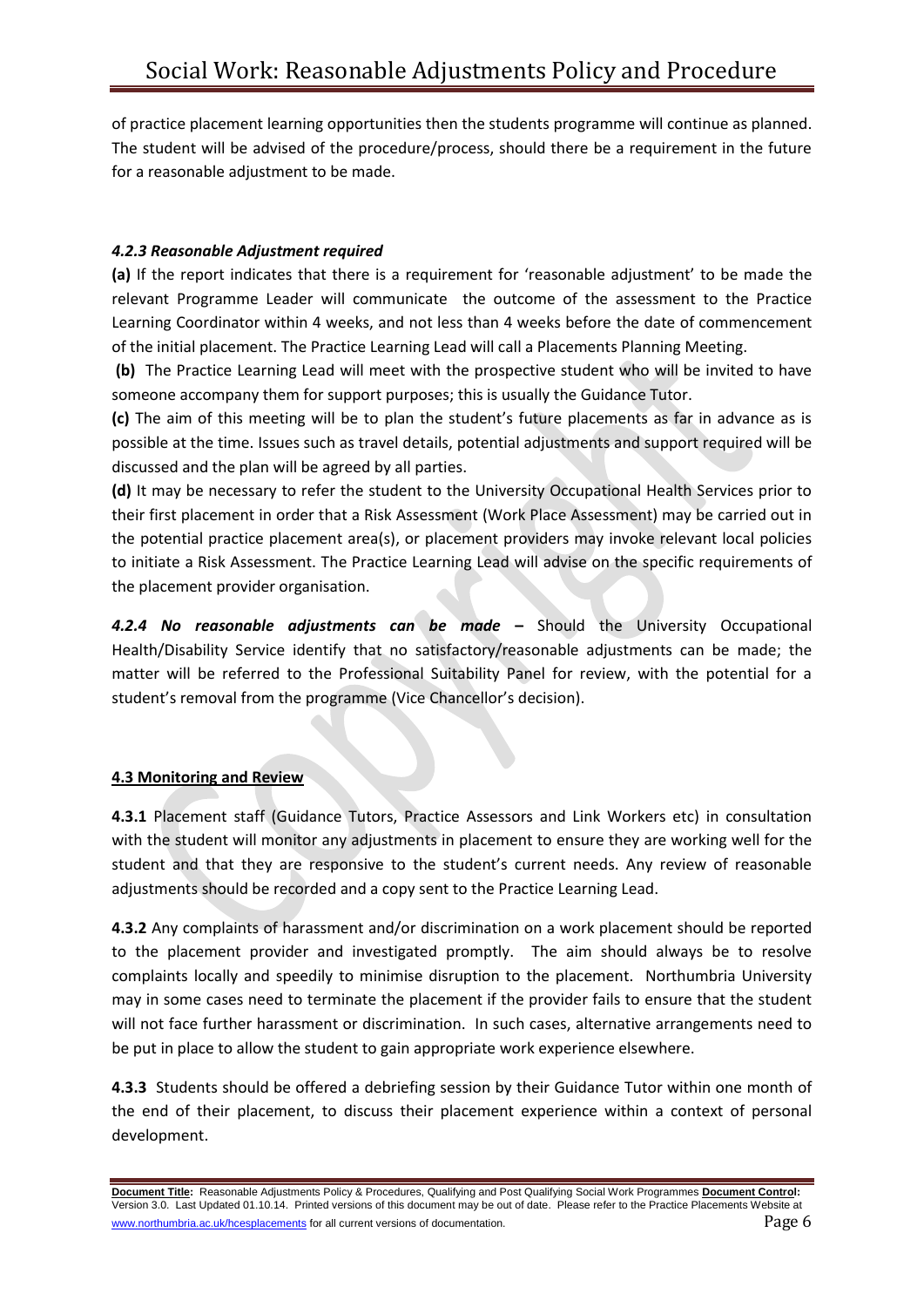of practice placement learning opportunities then the students programme will continue as planned. The student will be advised of the procedure/process, should there be a requirement in the future for a reasonable adjustment to be made.

***4.2.3 Reasonable Adjustment required***

**(a)** If the report indicates that there is a requirement for 'reasonable adjustment' to be made the relevant Programme Leader will communicate the outcome of the assessment to the Practice Learning Coordinator within 4 weeks, and not less than 4 weeks before the date of commencement of the initial placement. The Practice Learning Lead will call a Placements Planning Meeting.

**(b)** The Practice Learning Lead will meet with the prospective student who will be invited to have someone accompany them for support purposes; this is usually the Guidance Tutor.

**(c)** The aim of this meeting will be to plan the student's future placements as far in advance as is possible at the time. Issues such as travel details, potential adjustments and support required will be discussed and the plan will be agreed by all parties.

**(d)** It may be necessary to refer the student to the University Occupational Health Services prior to their first placement in order that a Risk Assessment (Work Place Assessment) may be carried out in the potential practice placement area(s), or placement providers may invoke relevant local policies to initiate a Risk Assessment. The Practice Learning Lead will advise on the specific requirements of the placement provider organisation.

***4.2.4 No reasonable adjustments can be made* –** Should the University Occupational Health/Disability Service identify that no satisfactory/reasonable adjustments can be made; the matter will be referred to the Professional Suitability Panel for review, with the potential for a student's removal from the programme (Vice Chancellor's decision).

**4.3 Monitoring and Review**

**4.3.1** Placement staff (Guidance Tutors, Practice Assessors and Link Workers etc) in consultation with the student will monitor any adjustments in placement to ensure they are working well for the student and that they are responsive to the student's current needs. Any review of reasonable adjustments should be recorded and a copy sent to the Practice Learning Lead.

**4.3.2** Any complaints of harassment and/or discrimination on a work placement should be reported to the placement provider and investigated promptly. The aim should always be to resolve complaints locally and speedily to minimise disruption to the placement. Northumbria University may in some cases need to terminate the placement if the provider fails to ensure that the student will not face further harassment or discrimination. In such cases, alternative arrangements need to be put in place to allow the student to gain appropriate work experience elsewhere.

**4.3.3** Students should be offered a debriefing session by their Guidance Tutor within one month of the end of their placement, to discuss their placement experience within a context of personal development.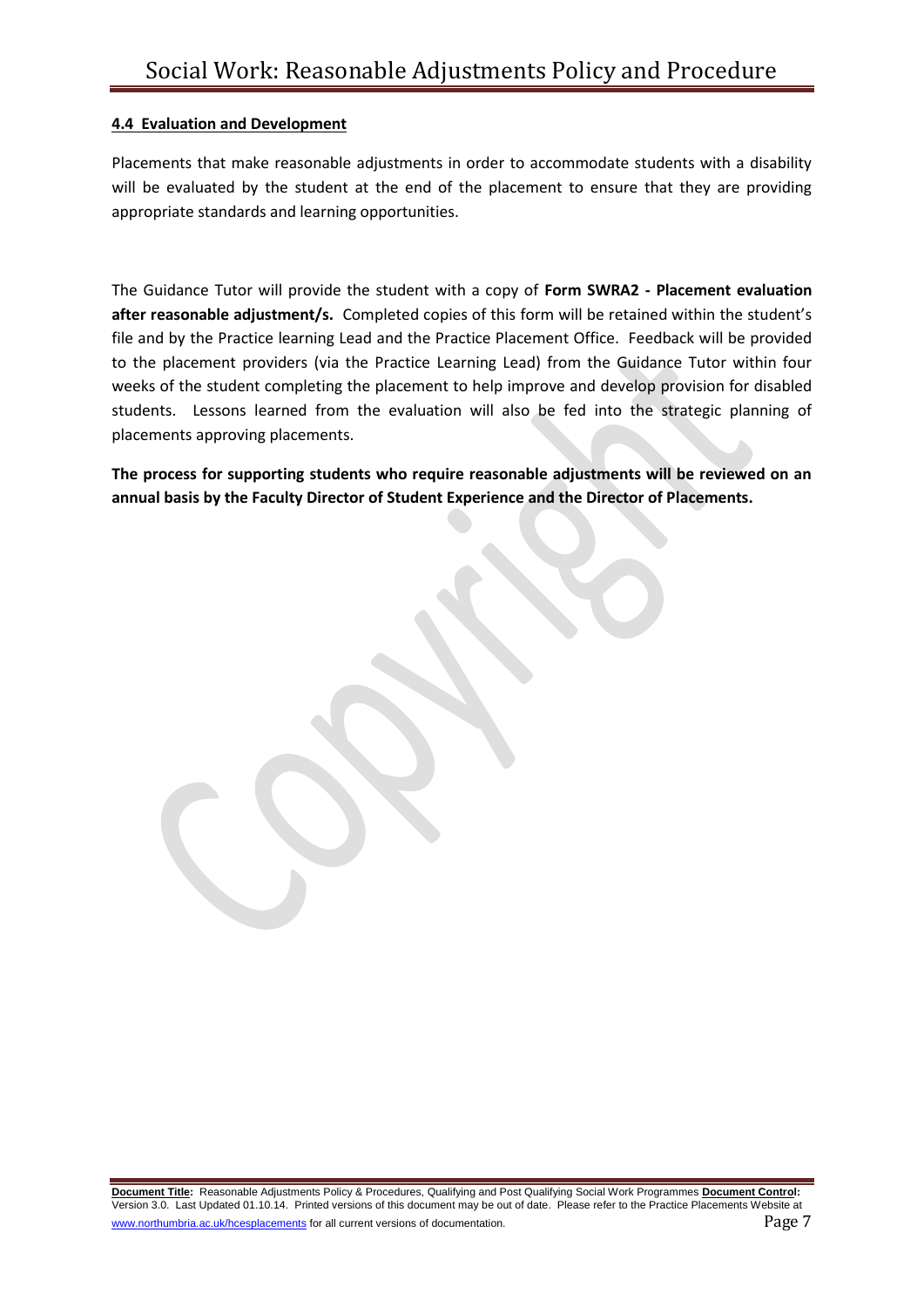#### 4.4 Evaluation and Development

Placements that make reasonable adjustments in order to accommodate students with a disability will be evaluated by the student at the end of the placement to ensure that they are providing appropriate standards and learning opportunities.

The Guidance Tutor will provide the student with a copy of **Form SWRA2 - Placement evaluation after reasonable adjustment/s.** Completed copies of this form will be retained within the student's file and by the Practice learning Lead and the Practice Placement Office. Feedback will be provided to the placement providers (via the Practice Learning Lead) from the Guidance Tutor within four weeks of the student completing the placement to help improve and develop provision for disabled students. Lessons learned from the evaluation will also be fed into the strategic planning of placements approving placements.

**The process for supporting students who require reasonable adjustments will be reviewed on an annual basis by the Faculty Director of Student Experience and the Director of Placements.**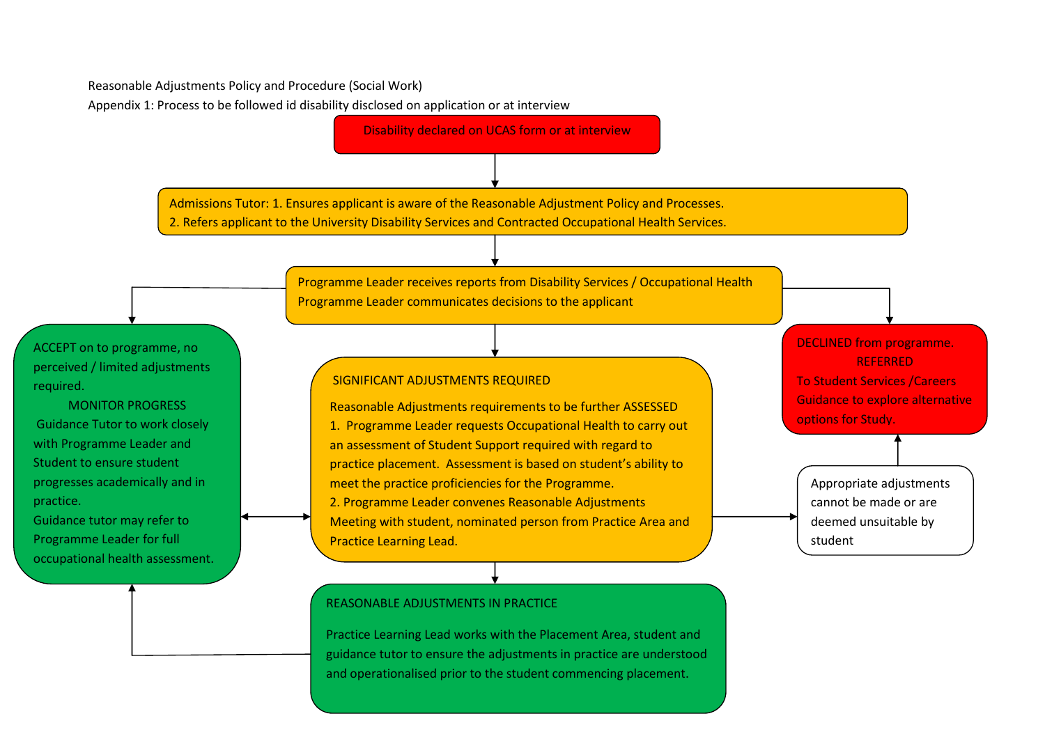Reasonable Adjustments Policy and Procedure (Social Work)

Appendix 1: Process to be followed id disability disclosed on application or at interview

Disability declared on UCAS form or at interview

Admissions Tutor: 1. Ensures applicant is aware of the Reasonable Adjustment Policy and Processes.
2. Refers applicant to the University Disability Services and Contracted Occupational Health Services.

Programme Leader receives reports from Disability Services / Occupational Health
Programme Leader communicates decisions to the applicant

ACCEPT on to programme, no perceived / limited adjustments required.
MONITOR PROGRESS
Guidance Tutor to work closely with Programme Leader and Student to ensure student progresses academically and in practice.
Guidance tutor may refer to Programme Leader for full occupational health assessment.

SIGNIFICANT ADJUSTMENTS REQUIRED
Reasonable Adjustments requirements to be further ASSESSED
1. Programme Leader requests Occupational Health to carry out an assessment of Student Support required with regard to practice placement. Assessment is based on student's ability to meet the practice proficiencies for the Programme.
2. Programme Leader convenes Reasonable Adjustments Meeting with student, nominated person from Practice Area and Practice Learning Lead.

DECLINED from programme.
REFERRED
To Student Services /Careers Guidance to explore alternative options for Study.

Appropriate adjustments cannot be made or are deemed unsuitable by student

REASONABLE ADJUSTMENTS IN PRACTICE
Practice Learning Lead works with the Placement Area, student and guidance tutor to ensure the adjustments in practice are understood and operationalised prior to the student commencing placement.